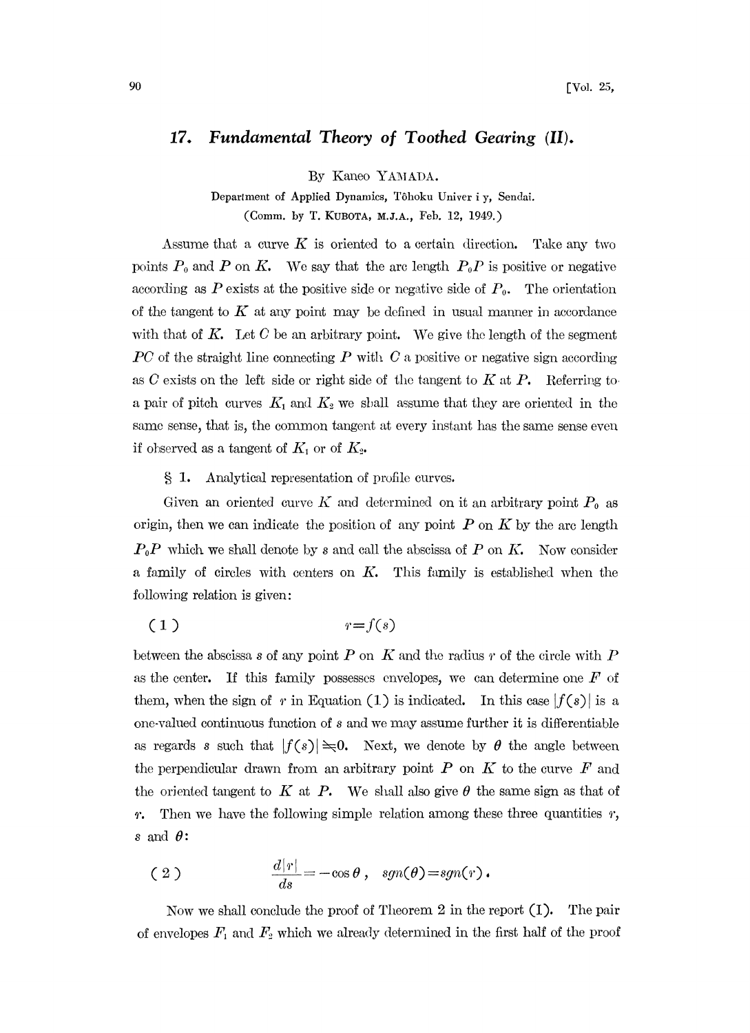# 17. Fundamental Theory of Toothed Gearing (II).

By Kaneo YAMADA.

Department of Applied Dynamics, Tôhoku Univer i y, Sendai.

(Comm. by T. KUBOTA, M.J.A., Feb. 12, 1949.)

Assume that a curve $K$ is oriented to a certain direction. Take any two points $P_0$ and $P$ on $K$. We say that the arc length $P_0P$ is positive or negative according as $P$ exists at the positive side or negative side of $P_0$. The orientation of the tangent to $K$ at any point may be defined in usual manner in accordance with that of $K$. Let $C$ be an arbitrary point. We give the length of the segment $PC$ of the straight line connecting $P$ with $C$ a positive or negative sign according as $C$ exists on the left side or right side of the tangent to $K$ at $P$. Referring to a pair of pitch curves $K_1$ and $K_2$ we shall assume that they are oriented in the same sense, that is, the common tangent at every instant has the same sense even if observed as a tangent of $K_1$ or of $K_2$.

§ 1. Analytical representation of profile curves.

Given an oriented curve $K$ and determined on it an arbitrary point $P_0$ as origin, then we can indicate the position of any point $P$ on $K$ by the arc length $P_0P$ which we shall denote by $s$ and call the abscissa of $P$ on $K$. Now consider a family of circles with centers on $K$. This family is established when the following relation is given:

$$(1) \qquad r=f(s)$$

between the abscissa $s$ of any point $P$ on $K$ and the radius $r$ of the circle with $P$ as the center. If this family possesses envelopes, we can determine one $F$ of them, when the sign of $r$ in Equation (1) is indicated. In this case $|f(s)|$ is a one-valued continuous function of $s$ and we may assume further it is differentiable as regards $s$ such that $|f(s)| \doteqdot 0$. Next, we denote by $\theta$ the angle between the perpendicular drawn from an arbitrary point $P$ on $K$ to the curve $F$ and the oriented tangent to $K$ at $P$. We shall also give $\theta$ the same sign as that of $r$. Then we have the following simple relation among these three quantities $r$, $s$ and $\theta$:

$$(2) \qquad \frac{d|r|}{ds}=-\cos\theta\,, \quad sgn(\theta)=sgn(r)\,.$$

Now we shall conclude the proof of Theorem 2 in the report (I). The pair of envelopes $F_1$ and $F_2$ which we already determined in the first half of the proof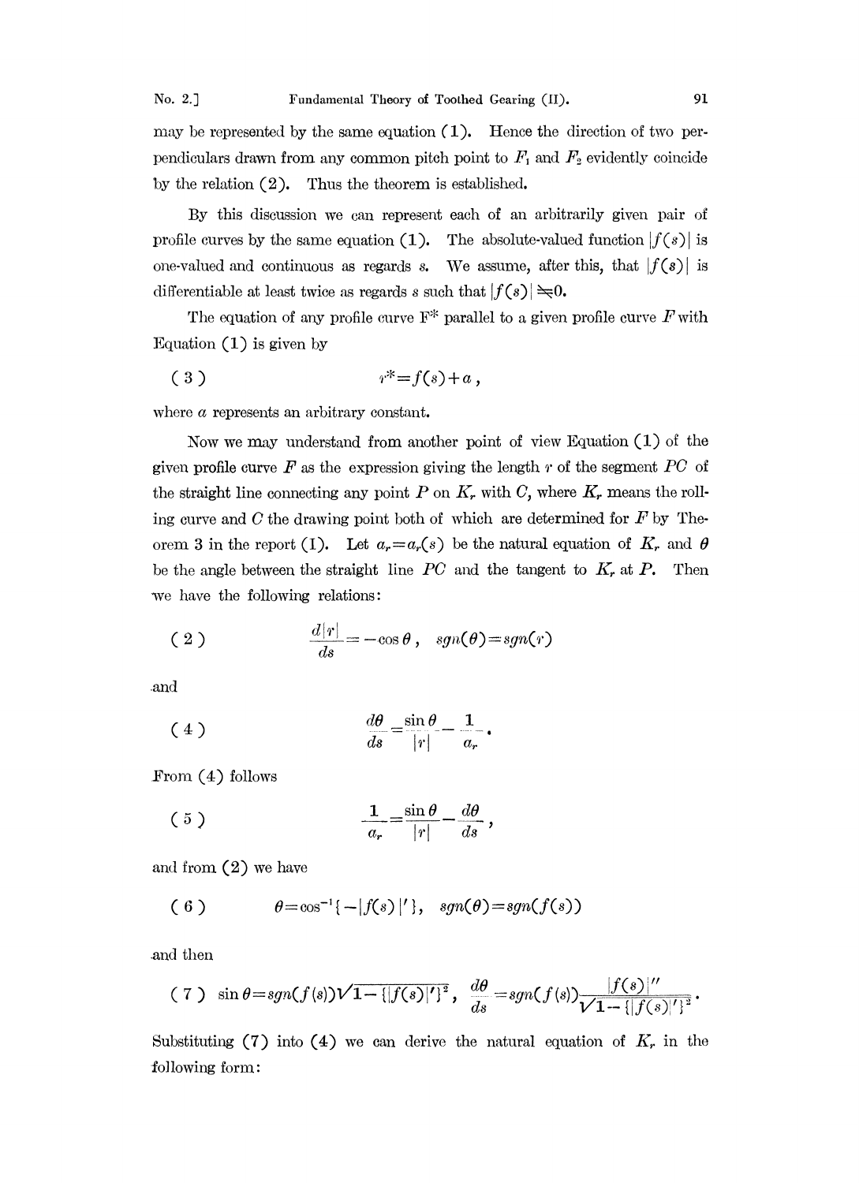may be represented by the same equation (1). Hence the direction of two perpendiculars drawn from any common pitch point to $F_1$ and $F_2$ evidently coincide by the relation (2). Thus the theorem is established.

By this discussion we can represent each of an arbitrarily given pair of profile curves by the same equation (1). The absolute-valued function $|f(s)|$ is one-valued and continuous as regards $s$. We assume, after this, that $|f(s)|$ is differentiable at least twice as regards $s$ such that $|f(s)| \neq 0$.

The equation of any profile curve $F^*$ parallel to a given profile curve $F$ with Equation (1) is given by

$$(3) \qquad r^* = f(s) + a ,$$

where $a$ represents an arbitrary constant.

Now we may understand from another point of view Equation (1) of the given profile curve $F$ as the expression giving the length $r$ of the segment $PC$ of the straight line connecting any point $P$ on $K_r$ with $C$, where $K_r$ means the rolling curve and $C$ the drawing point both of which are determined for $F$ by Theorem 3 in the report (I). Let $a_r = a_r(s)$ be the natural equation of $K_r$ and $\theta$ be the angle between the straight line $PC$ and the tangent to $K_r$ at $P$. Then we have the following relations:

$$(2) \qquad \frac{d|r|}{ds} = -\cos\theta , \quad sgn(\theta) = sgn(r)$$

and

$$(4) \qquad \frac{d\theta}{ds} = \frac{\sin\theta}{|r|} - \frac{1}{a_r} .$$

From (4) follows

$$(5) \qquad \frac{1}{a_r} = \frac{\sin\theta}{|r|} - \frac{d\theta}{ds} ,$$

and from (2) we have

$$(6) \qquad \theta = \cos^{-1}\{-|f(s)|'\}, \quad sgn(\theta) = sgn(f(s))$$

and then

$$(7) \quad \sin\theta = sgn(f(s))\sqrt{1-\{|f(s)|'\}^2} , \quad \frac{d\theta}{ds} = sgn(f(s))\frac{|f(s)|''}{\sqrt{1-\{|f(s)|'\}^2}} .$$

Substituting (7) into (4) we can derive the natural equation of $K_r$ in the following form: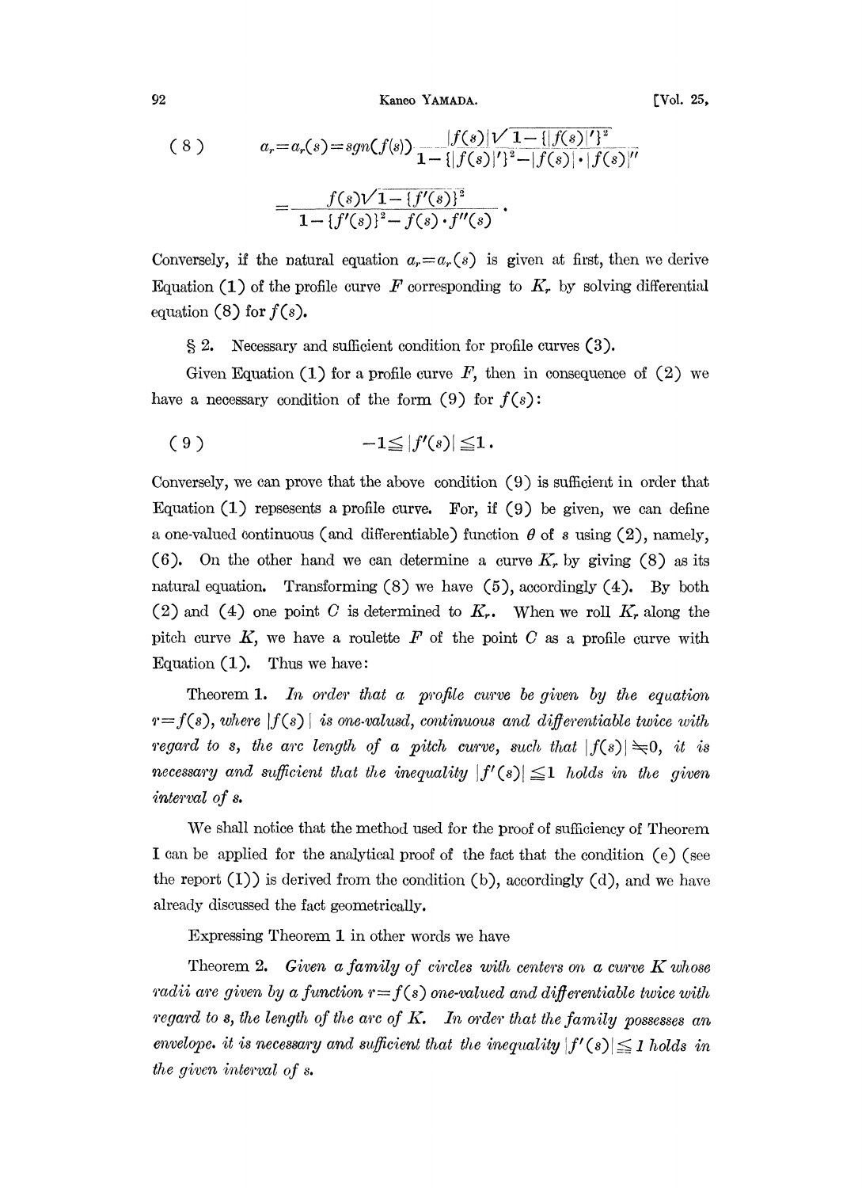$$(8) \qquad a_r = a_r(s) = sgn(f(s)) \frac{|f(s)|\sqrt{1-\{|f(s)|'\}^2}}{1-\{|f(s)|'\}^2 - |f(s)|\cdot|f(s)|''}$$

$$= \frac{f(s)\sqrt{1-\{f'(s)\}^2}}{1-\{f'(s)\}^2 - f(s)\cdot f''(s)}.$$

Conversely, if the natural equation $a_r = a_r(s)$ is given at first, then we derive Equation (1) of the profile curve $F$ corresponding to $K_r$ by solving differential equation (8) for $f(s)$.

§ 2. Necessary and sufficient condition for profile curves (3).

Given Equation (1) for a profile curve $F$, then in consequence of (2) we have a necessary condition of the form (9) for $f(s)$:

$$(9) \qquad -1 \leqq |f'(s)| \leqq 1.$$

Conversely, we can prove that the above condition (9) is sufficient in order that Equation (1) repsesents a profile curve. For, if (9) be given, we can define a one-valued continuous (and differentiable) function $\theta$ of $s$ using (2), namely, (6). On the other hand we can determine a curve $K_r$ by giving (8) as its natural equation. Transforming (8) we have (5), accordingly (4). By both (2) and (4) one point $C$ is determined to $K_r$. When we roll $K_r$ along the pitch curve $K$, we have a roulette $F$ of the point $C$ as a profile curve with Equation (1). Thus we have:

Theorem 1. *In order that a profile curve be given by the equation $r = f(s)$, where $|f(s)|$ is one-valusd, continuous and differentiable twice with regard to $s$, the arc length of a pitch curve, such that $|f(s)| \neq 0$, it is necessary and sufficient that the inequality $|f'(s)| \leqq 1$ holds in the given interval of $s$.*

We shall notice that the method used for the proof of sufficiency of Theorem I can be applied for the analytical proof of the fact that the condition (e) (see the report (I)) is derived from the condition (b), accordingly (d), and we have already discussed the fact geometrically.

Expressing Theorem 1 in other words we have

Theorem 2. *Given a family of circles with centers on a curve $K$ whose radii are given by a function $r = f(s)$ one-valued and differentiable twice with regard to $s$, the length of the arc of $K$. In order that the family possesses an envelope. it is necessary and sufficient that the inequality $|f'(s)| \leqq 1$ holds in the given interval of $s$.*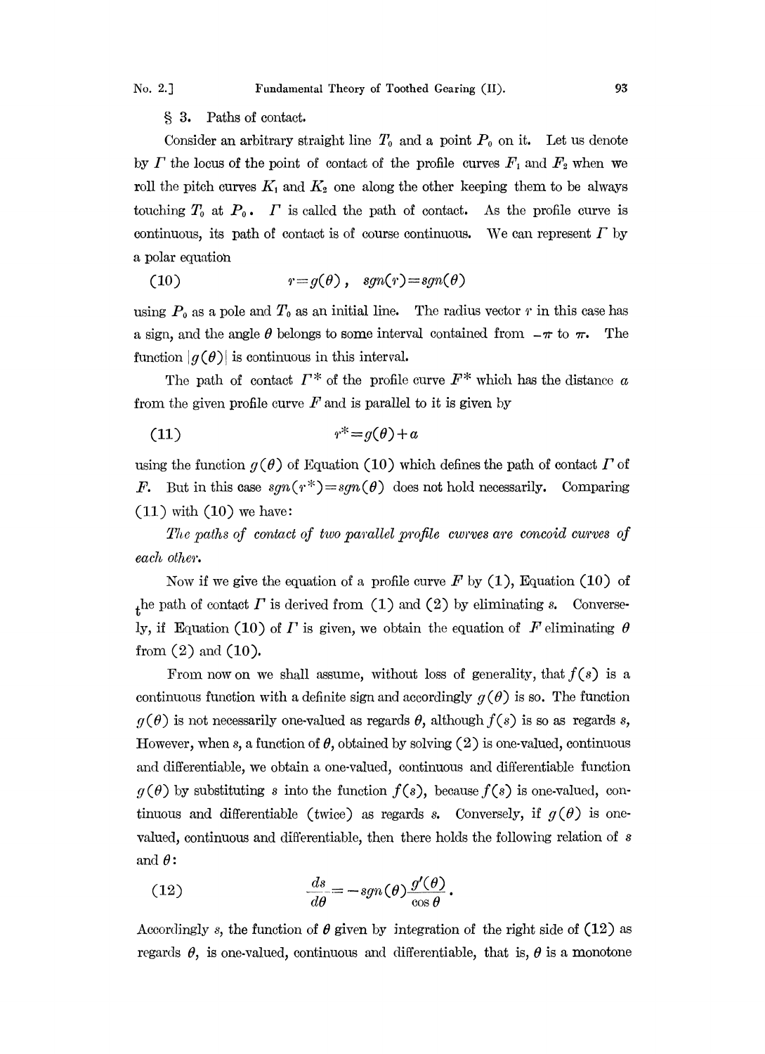§ 3. Paths of contact.

Consider an arbitrary straight line $T_0$ and a point $P_0$ on it. Let us denote by $\Gamma$ the locus of the point of contact of the profile curves $F_1$ and $F_2$ when we roll the pitch curves $K_1$ and $K_2$ one along the other keeping them to be always touching $T_0$ at $P_0$. $\Gamma$ is called the path of contact. As the profile curve is continuous, its path of contact is of course continuous. We can represent $\Gamma$ by a polar equation

$$(10) \qquad r=g(\theta), \quad sgn(r)=sgn(\theta)$$

using $P_0$ as a pole and $T_0$ as an initial line. The radius vector $r$ in this case has a sign, and the angle $\theta$ belongs to some interval contained from $-\pi$ to $\pi$. The function $|g(\theta)|$ is continuous in this interval.

The path of contact $\Gamma^*$ of the profile curve $F^*$ which has the distance $a$ from the given profile curve $F$ and is parallel to it is given by

$$(11) \qquad r^*=g(\theta)+a$$

using the function $g(\theta)$ of Equation (10) which defines the path of contact $\Gamma$ of $F$. But in this case $sgn(r^*)=sgn(\theta)$ does not hold necessarily. Comparing (11) with (10) we have:

*The paths of contact of two parallel profile curves are concoid curves of each other.*

Now if we give the equation of a profile curve $F$ by (1), Equation (10) of the path of contact $\Gamma$ is derived from (1) and (2) by eliminating $s$. Conversely, if Equation (10) of $\Gamma$ is given, we obtain the equation of $F$ eliminating $\theta$ from (2) and (10).

From now on we shall assume, without loss of generality, that $f(s)$ is a continuous function with a definite sign and accordingly $g(\theta)$ is so. The function $g(\theta)$ is not necessarily one-valued as regards $\theta$, although $f(s)$ is so as regards $s$, However, when $s$, a function of $\theta$, obtained by solving (2) is one-valued, continuous and differentiable, we obtain a one-valued, continuous and differentiable function $g(\theta)$ by substituting $s$ into the function $f(s)$, because $f(s)$ is one-valued, continuous and differentiable (twice) as regards $s$. Conversely, if $g(\theta)$ is one-valued, continuous and differentiable, then there holds the following relation of $s$ and $\theta$:

$$(12) \qquad \frac{ds}{d\theta}=-sgn(\theta)\frac{g'(\theta)}{\cos\theta}.$$

Accordingly $s$, the function of $\theta$ given by integration of the right side of (12) as regards $\theta$, is one-valued, continuous and differentiable, that is, $\theta$ is a monotone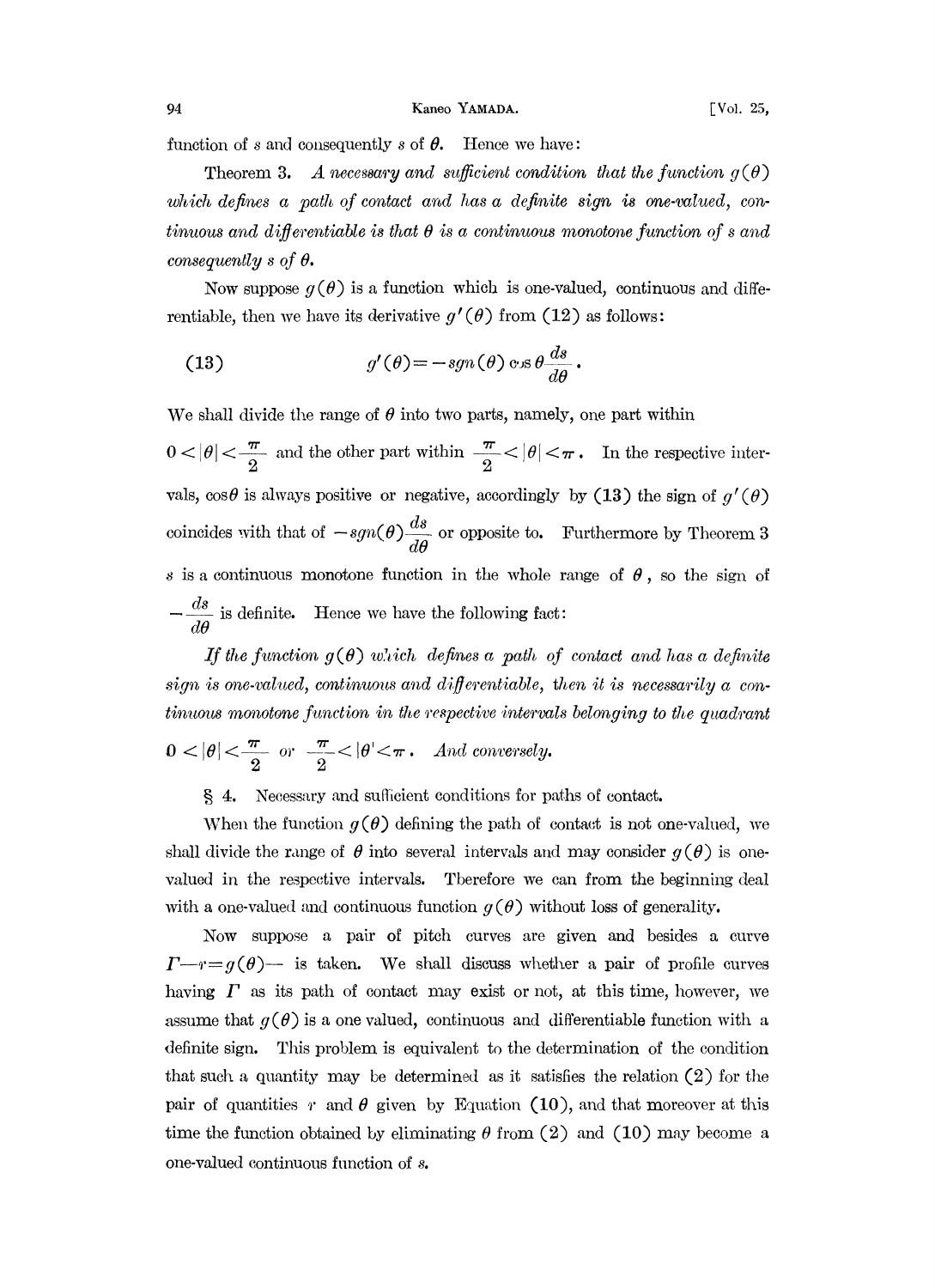function of $s$ and consequently $s$ of $\theta$. Hence we have:

Theorem 3. *A necessary and sufficient condition that the function $g(\theta)$ which defines a path of contact and has a definite sign is one-valued, continuous and differentiable is that $\theta$ is a continuous monotone function of $s$ and consequently $s$ of $\theta$.*

Now suppose $g(\theta)$ is a function which is one-valued, continuous and differentiable, then we have its derivative $g'(\theta)$ from (12) as follows:

$$g'(\theta) = -sgn(\theta) \cos\theta \frac{ds}{d\theta}. \tag{13}$$

We shall divide the range of $\theta$ into two parts, namely, one part within $0 < |\theta| < \frac{\pi}{2}$ and the other part within $\frac{\pi}{2} < |\theta| < \pi$. In the respective intervals, $\cos\theta$ is always positive or negative, accordingly by (13) the sign of $g'(\theta)$ coincides with that of $-sgn(\theta)\frac{ds}{d\theta}$ or opposite to. Furthermore by Theorem 3 $s$ is a continuous monotone function in the whole range of $\theta$, so the sign of $-\frac{ds}{d\theta}$ is definite. Hence we have the following fact:

*If the function $g(\theta)$ which defines a path of contact and has a definite sign is one-valued, continuous and differentiable, then it is necessarily a continuous monotone function in the respective intervals belonging to the quadrant $0 < |\theta| < \frac{\pi}{2}$ or $\frac{\pi}{2} < |\theta'| < \pi$. And conversely.*

§ 4. Necessary and sufficient conditions for paths of contact.

When the function $g(\theta)$ defining the path of contact is not one-valued, we shall divide the range of $\theta$ into several intervals and may consider $g(\theta)$ is one-valued in the respective intervals. Therefore we can from the beginning deal with a one-valued and continuous function $g(\theta)$ without loss of generality.

Now suppose a pair of pitch curves are given and besides a curve $\Gamma$—$r=g(\theta)$— is taken. We shall discuss whether a pair of profile curves having $\Gamma$ as its path of contact may exist or not, at this time, however, we assume that $g(\theta)$ is a one valued, continuous and differentiable function with a definite sign. This problem is equivalent to the determination of the condition that such a quantity may be determined as it satisfies the relation (2) for the pair of quantities $r$ and $\theta$ given by Equation (10), and that moreover at this time the function obtained by eliminating $\theta$ from (2) and (10) may become a one-valued continuous function of $s$.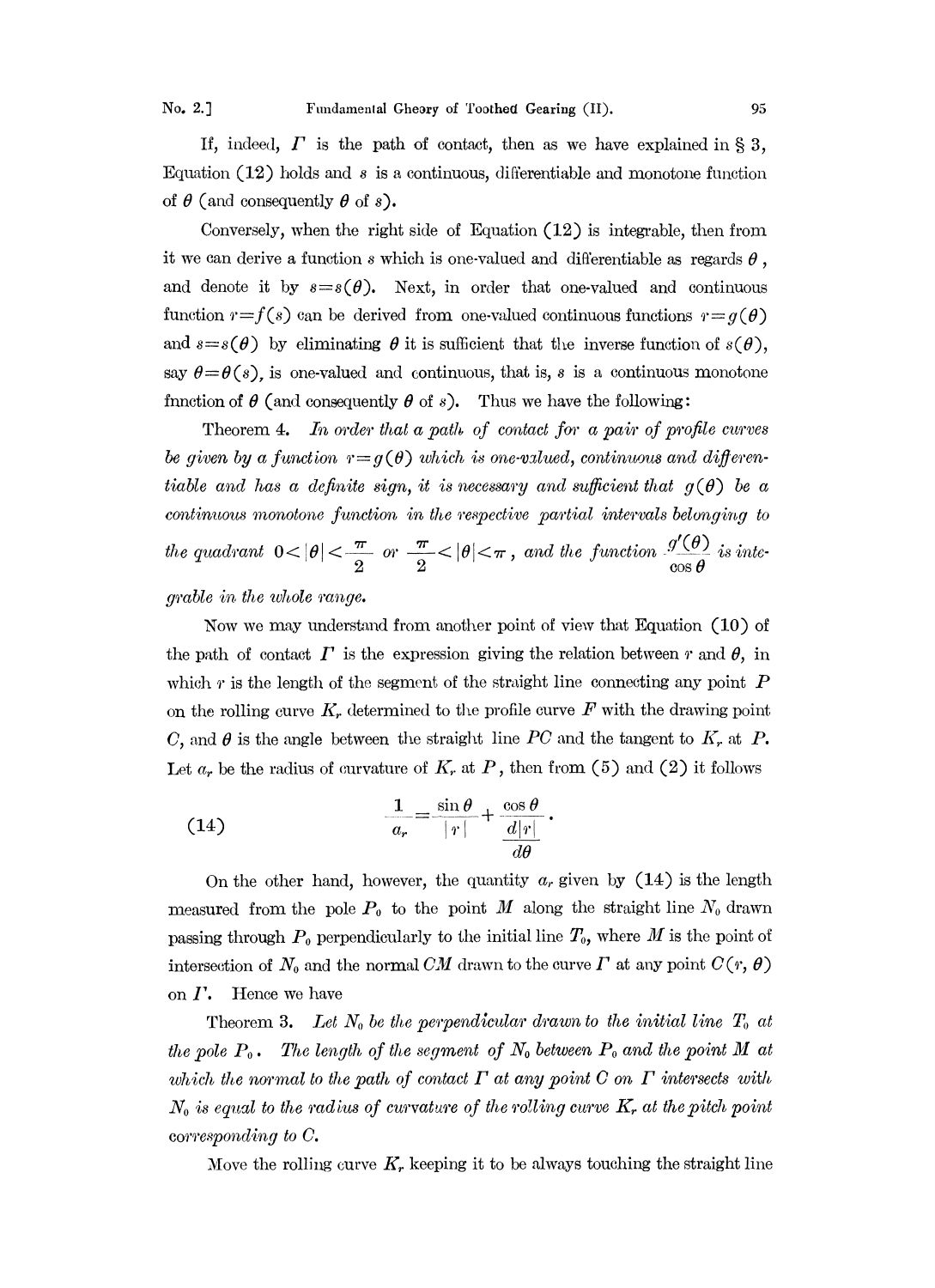If, indeed, $\Gamma$ is the path of contact, then as we have explained in § 3, Equation (12) holds and $s$ is a continuous, differentiable and monotone function of $\theta$ (and consequently $\theta$ of $s$).

Conversely, when the right side of Equation (12) is integrable, then from it we can derive a function $s$ which is one-valued and differentiable as regards $\theta$, and denote it by $s=s(\theta)$. Next, in order that one-valued and continuous function $r=f(s)$ can be derived from one-valued continuous functions $r=g(\theta)$ and $s=s(\theta)$ by eliminating $\theta$ it is sufficient that the inverse function of $s(\theta)$, say $\theta=\theta(s)$, is one-valued and continuous, that is, $s$ is a continuous monotone fnnction of $\theta$ (and consequently $\theta$ of $s$). Thus we have the following:

Theorem 4. *In order that a path of contact for a pair of profile curves be given by a function $r=g(\theta)$ which is one-valued, continuous and differentiable and has a definite sign, it is necessary and sufficient that $g(\theta)$ be a continuous monotone function in the respective partial intervals belonging to the quadrant $0<|\theta|<\frac{\pi}{2}$ or $\frac{\pi}{2}<|\theta|<\pi$, and the function $\frac{g'(\theta)}{\cos\theta}$ is integrable in the whole range.*

Now we may understand from another point of view that Equation (10) of the path of contact $\Gamma$ is the expression giving the relation between $r$ and $\theta$, in which $r$ is the length of the segment of the straight line connecting any point $P$ on the rolling curve $K_r$ determined to the profile curve $F$ with the drawing point $C$, and $\theta$ is the angle between the straight line $PC$ and the tangent to $K_r$ at $P$. Let $a_r$ be the radius of curvature of $K_r$ at $P$, then from (5) and (2) it follows

$$\frac{1}{a_r}=\frac{\sin\theta}{|r|}+\frac{\cos\theta}{\dfrac{d|r|}{d\theta}}. \tag{14}$$

On the other hand, however, the quantity $a_r$ given by (14) is the length measured from the pole $P_0$ to the point $M$ along the straight line $N_0$ drawn passing through $P_0$ perpendicularly to the initial line $T_0$, where $M$ is the point of intersection of $N_0$ and the normal $CM$ drawn to the curve $\Gamma$ at any point $C(r, \theta)$ on $\Gamma$. Hence we have

Theorem 3. *Let $N_0$ be the perpendicular drawn to the initial line $T_0$ at the pole $P_0$. The length of the segment of $N_0$ between $P_0$ and the point $M$ at which the normal to the path of contact $\Gamma$ at any point $C$ on $\Gamma$ intersects with $N_0$ is equal to the radius of curvature of the rolling curve $K_r$ at the pitch point corresponding to $C$.*

Move the rolling curve $K_r$ keeping it to be always touching the straight line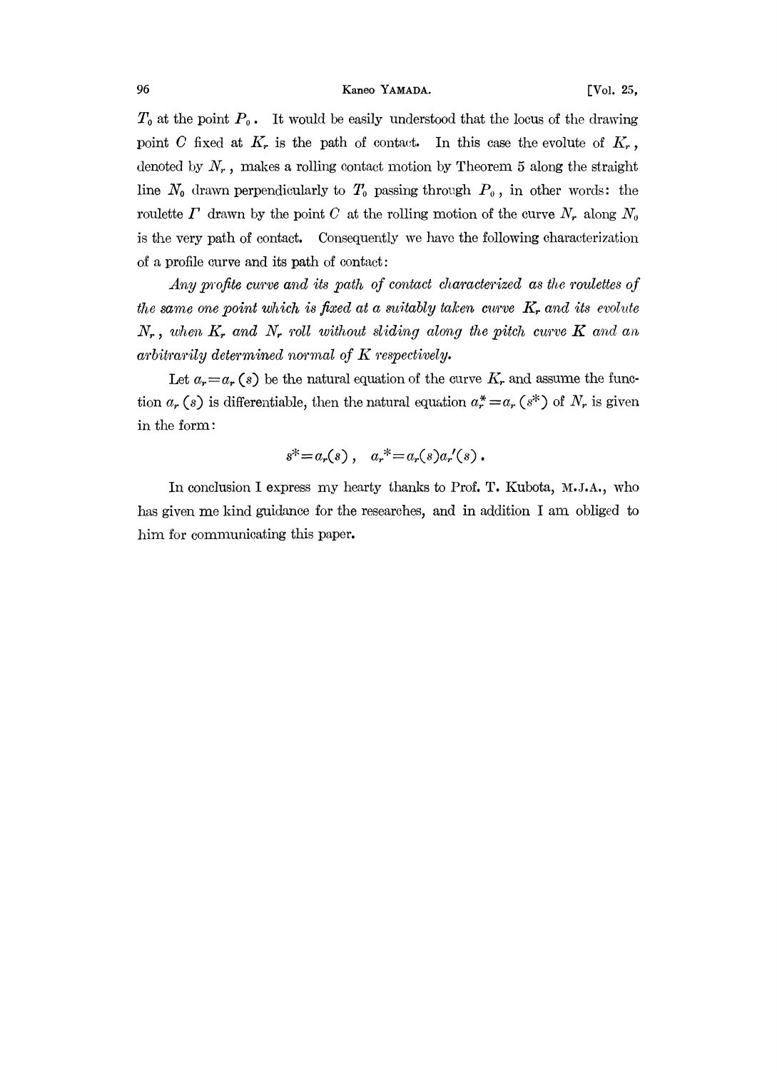$T_0$ at the point $P_0$. It would be easily understood that the locus of the drawing point $C$ fixed at $K_r$ is the path of contact. In this case the evolute of $K_r$, denoted by $N_r$, makes a rolling contact motion by Theorem 5 along the straight line $N_0$ drawn perpendicularly to $T_0$ passing through $P_0$, in other words: the roulette $\Gamma$ drawn by the point $C$ at the rolling motion of the curve $N_r$ along $N_0$ is the very path of contact. Consequently we have the following characterization of a profile curve and its path of contact:

*Any profite curve and its path of contact characterized as the roulettes of the same one point which is fixed at a suitably taken curve $K_r$ and its evolute $N_r$, when $K_r$ and $N_r$ roll without sliding along the pitch curve $K$ and an arbitrarily determined normal of $K$ respectively.*

Let $a_r = a_r(s)$ be the natural equation of the curve $K_r$ and assume the function $a_r(s)$ is differentiable, then the natural equation $a_r^* = a_r(s^*)$ of $N_r$ is given in the form:

$$s^* = a_r(s) , \quad a_r^* = a_r(s) a_r'(s) .$$

In conclusion I express my hearty thanks to Prof. T. Kubota, M.J.A., who has given me kind guidance for the researches, and in addition I am obliged to him for communicating this paper.